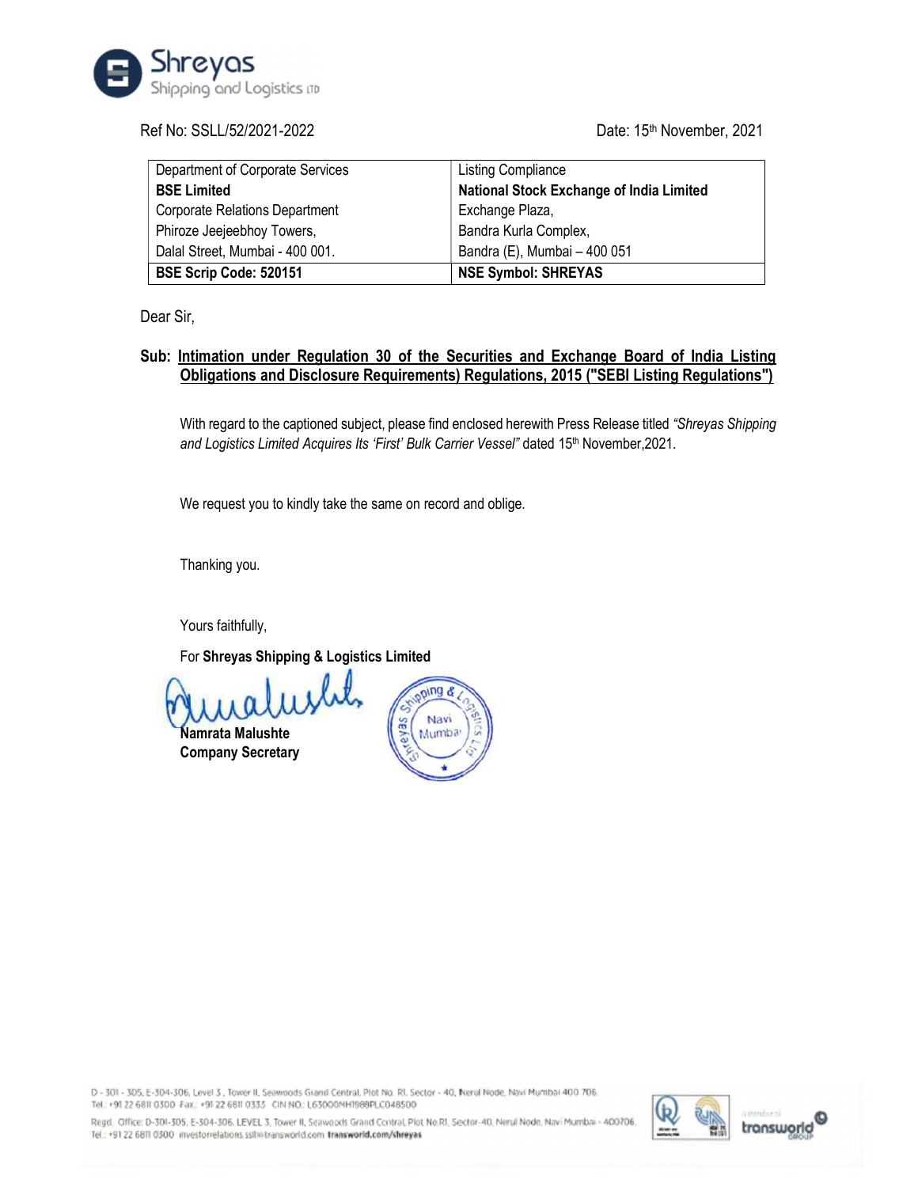Ref No: SSLL/52/2021-2022

Date: 15th November, 2021

| Department of Corporate Services<br>**BSE Limited**<br>Corporate Relations Department<br>Phiroze Jeejeebhoy Towers,<br>Dalal Street, Mumbai - 400 001. | Listing Compliance<br>**National Stock Exchange of India Limited**<br>Exchange Plaza,<br>Bandra Kurla Complex,<br>Bandra (E), Mumbai – 400 051 |
|---|---|
| **BSE Scrip Code: 520151** | **NSE Symbol: SHREYAS** |

Dear Sir,

**Sub: Intimation under Regulation 30 of the Securities and Exchange Board of India Listing Obligations and Disclosure Requirements) Regulations, 2015 ("SEBI Listing Regulations")**

With regard to the captioned subject, please find enclosed herewith Press Release titled *"Shreyas Shipping and Logistics Limited Acquires Its 'First' Bulk Carrier Vessel"* dated 15th November,2021.

We request you to kindly take the same on record and oblige.

Thanking you.

Yours faithfully,

For **Shreyas Shipping & Logistics Limited**

**Namrata Malushte**
**Company Secretary**

D - 301 - 305, E-304-306, Level 3, Tower II, Seawoods Grand Central, Plot No. R1, Sector - 40, Nerul Node, Navi Mumbai 400 706.
Tel.: +91 22 6811 0300 Fax.: +91 22 6811 0333 CIN NO.: L63000MH1988PLC048500

Regd. Office: D-301-305, E-304-306, LEVEL 3, Tower II, Seawoods Grand Central, Plot No.R1, Sector-40, Nerul Node, Navi Mumbai - 400706.
Tel.: +91 22 6811 0300 investorrelations.sslł@transworld.com transworld.com/shreyas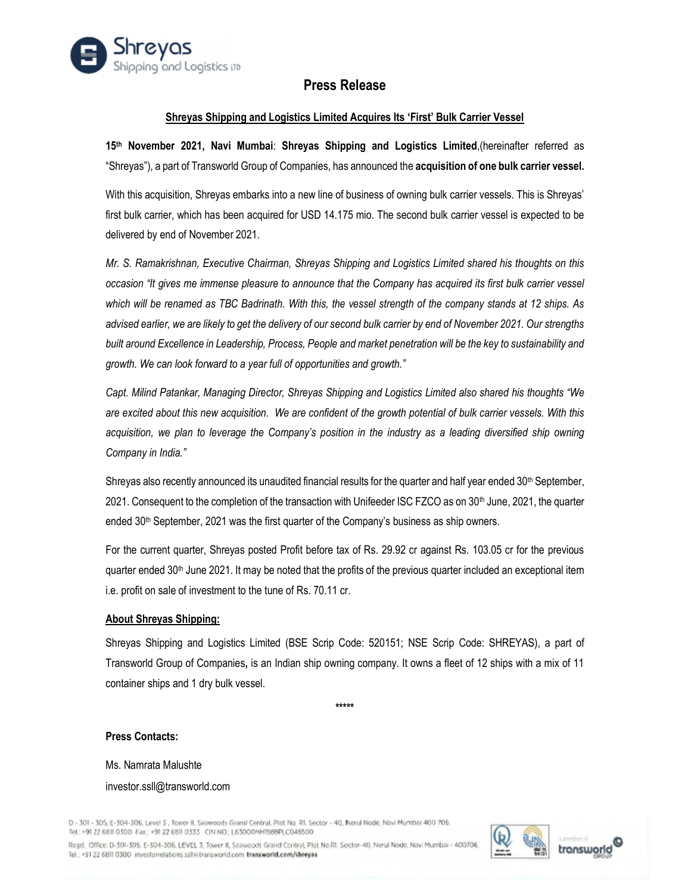# Press Release

## Shreyas Shipping and Logistics Limited Acquires Its 'First' Bulk Carrier Vessel

**15th November 2021, Navi Mumbai**: **Shreyas Shipping and Logistics Limited**,(hereinafter referred as "Shreyas"), a part of Transworld Group of Companies, has announced the **acquisition of one bulk carrier vessel.**

With this acquisition, Shreyas embarks into a new line of business of owning bulk carrier vessels. This is Shreyas' first bulk carrier, which has been acquired for USD 14.175 mio. The second bulk carrier vessel is expected to be delivered by end of November 2021.

*Mr. S. Ramakrishnan, Executive Chairman, Shreyas Shipping and Logistics Limited shared his thoughts on this occasion "It gives me immense pleasure to announce that the Company has acquired its first bulk carrier vessel which will be renamed as TBC Badrinath. With this, the vessel strength of the company stands at 12 ships. As advised earlier, we are likely to get the delivery of our second bulk carrier by end of November 2021. Our strengths built around Excellence in Leadership, Process, People and market penetration will be the key to sustainability and growth. We can look forward to a year full of opportunities and growth."*

*Capt. Milind Patankar, Managing Director, Shreyas Shipping and Logistics Limited also shared his thoughts "We are excited about this new acquisition. We are confident of the growth potential of bulk carrier vessels. With this acquisition, we plan to leverage the Company's position in the industry as a leading diversified ship owning Company in India."*

Shreyas also recently announced its unaudited financial results for the quarter and half year ended 30th September, 2021. Consequent to the completion of the transaction with Unifeeder ISC FZCO as on 30th June, 2021, the quarter ended 30th September, 2021 was the first quarter of the Company's business as ship owners.

For the current quarter, Shreyas posted Profit before tax of Rs. 29.92 cr against Rs. 103.05 cr for the previous quarter ended 30th June 2021. It may be noted that the profits of the previous quarter included an exceptional item i.e. profit on sale of investment to the tune of Rs. 70.11 cr.

**About Shreyas Shipping:**

Shreyas Shipping and Logistics Limited (BSE Scrip Code: 520151; NSE Scrip Code: SHREYAS), a part of Transworld Group of Companies**,** is an Indian ship owning company. It owns a fleet of 12 ships with a mix of 11 container ships and 1 dry bulk vessel.

*****

**Press Contacts:**

Ms. Namrata Malushte

investor.ssll@transworld.com

D - 301 - 305, E-304-306, Level 3, Tower II, Seawoods Grand Central, Plot No. R1, Sector - 40, Nerul Node, Navi Mumbai 400 706. Tel.: +91 22 6811 0300 Fax: +91 22 6811 0333 CIN NO.: L63000MH1988PLC048500

Regd. Office: D-301-305, E-304-306, LEVEL 3, Tower II, Seawoods Grand Central, Plot No.R1, Sector-40, Nerul Node, Navi Mumbai - 400706. Tel.: +91 22 6811 0300 investorrelations.ssll@transworld.com transworld.com/shreyas